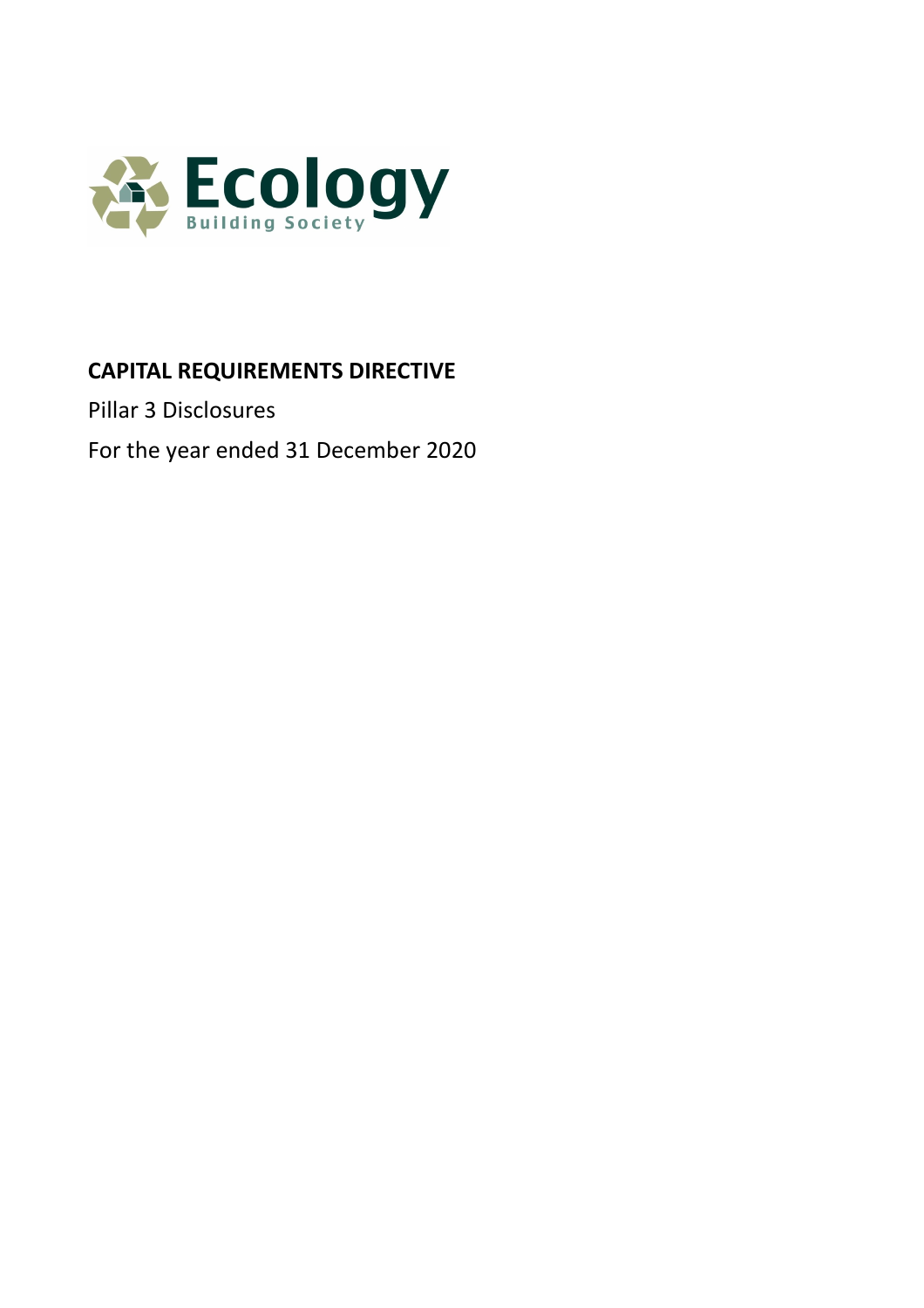Ecology

Building Society

# CAPITAL REQUIREMENTS DIRECTIVE

Pillar 3 Disclosures

For the year ended 31 December 2020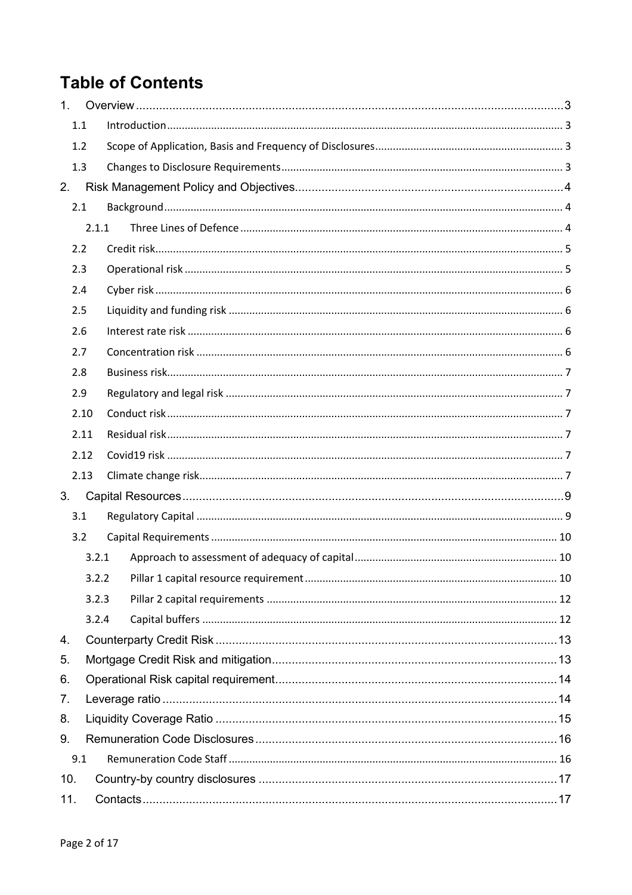# Table of Contents

1. Overview ... 3
   - 1.1 Introduction ... 3
   - 1.2 Scope of Application, Basis and Frequency of Disclosures ... 3
   - 1.3 Changes to Disclosure Requirements ... 3
2. Risk Management Policy and Objectives ... 4
   - 2.1 Background ... 4
     - 2.1.1 Three Lines of Defence ... 4
   - 2.2 Credit risk ... 5
   - 2.3 Operational risk ... 5
   - 2.4 Cyber risk ... 6
   - 2.5 Liquidity and funding risk ... 6
   - 2.6 Interest rate risk ... 6
   - 2.7 Concentration risk ... 6
   - 2.8 Business risk ... 7
   - 2.9 Regulatory and legal risk ... 7
   - 2.10 Conduct risk ... 7
   - 2.11 Residual risk ... 7
   - 2.12 Covid19 risk ... 7
   - 2.13 Climate change risk ... 7
3. Capital Resources ... 9
   - 3.1 Regulatory Capital ... 9
   - 3.2 Capital Requirements ... 10
     - 3.2.1 Approach to assessment of adequacy of capital ... 10
     - 3.2.2 Pillar 1 capital resource requirement ... 10
     - 3.2.3 Pillar 2 capital requirements ... 12
     - 3.2.4 Capital buffers ... 12
4. Counterparty Credit Risk ... 13
5. Mortgage Credit Risk and mitigation ... 13
6. Operational Risk capital requirement ... 14
7. Leverage ratio ... 14
8. Liquidity Coverage Ratio ... 15
9. Remuneration Code Disclosures ... 16
   - 9.1 Remuneration Code Staff ... 16
10. Country-by country disclosures ... 17
11. Contacts ... 17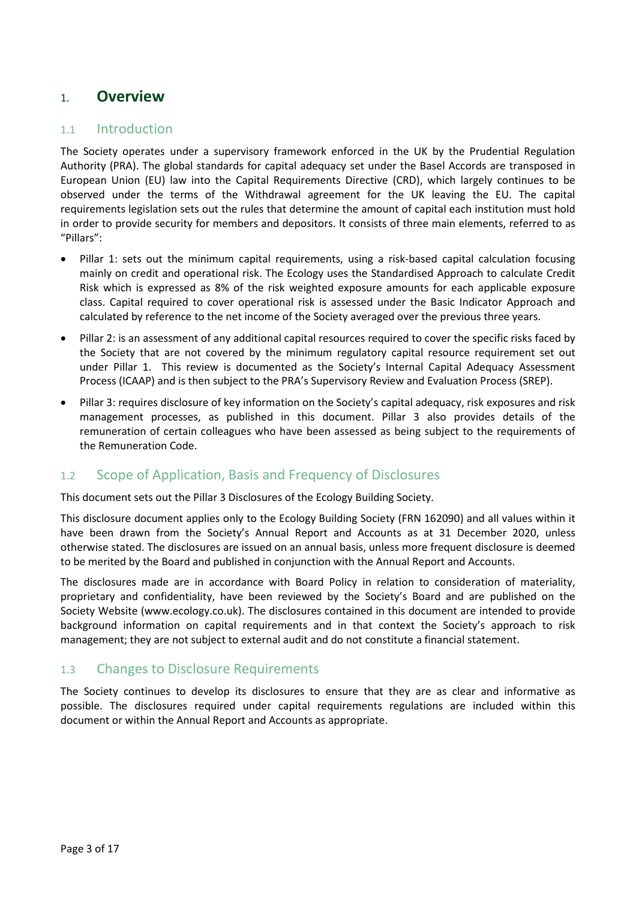# 1. Overview

## 1.1 Introduction

The Society operates under a supervisory framework enforced in the UK by the Prudential Regulation Authority (PRA). The global standards for capital adequacy set under the Basel Accords are transposed in European Union (EU) law into the Capital Requirements Directive (CRD), which largely continues to be observed under the terms of the Withdrawal agreement for the UK leaving the EU. The capital requirements legislation sets out the rules that determine the amount of capital each institution must hold in order to provide security for members and depositors. It consists of three main elements, referred to as "Pillars":

- Pillar 1: sets out the minimum capital requirements, using a risk-based capital calculation focusing mainly on credit and operational risk. The Ecology uses the Standardised Approach to calculate Credit Risk which is expressed as 8% of the risk weighted exposure amounts for each applicable exposure class. Capital required to cover operational risk is assessed under the Basic Indicator Approach and calculated by reference to the net income of the Society averaged over the previous three years.
- Pillar 2: is an assessment of any additional capital resources required to cover the specific risks faced by the Society that are not covered by the minimum regulatory capital resource requirement set out under Pillar 1. This review is documented as the Society's Internal Capital Adequacy Assessment Process (ICAAP) and is then subject to the PRA's Supervisory Review and Evaluation Process (SREP).
- Pillar 3: requires disclosure of key information on the Society's capital adequacy, risk exposures and risk management processes, as published in this document. Pillar 3 also provides details of the remuneration of certain colleagues who have been assessed as being subject to the requirements of the Remuneration Code.

## 1.2 Scope of Application, Basis and Frequency of Disclosures

This document sets out the Pillar 3 Disclosures of the Ecology Building Society.

This disclosure document applies only to the Ecology Building Society (FRN 162090) and all values within it have been drawn from the Society's Annual Report and Accounts as at 31 December 2020, unless otherwise stated. The disclosures are issued on an annual basis, unless more frequent disclosure is deemed to be merited by the Board and published in conjunction with the Annual Report and Accounts.

The disclosures made are in accordance with Board Policy in relation to consideration of materiality, proprietary and confidentiality, have been reviewed by the Society's Board and are published on the Society Website (www.ecology.co.uk). The disclosures contained in this document are intended to provide background information on capital requirements and in that context the Society's approach to risk management; they are not subject to external audit and do not constitute a financial statement.

## 1.3 Changes to Disclosure Requirements

The Society continues to develop its disclosures to ensure that they are as clear and informative as possible. The disclosures required under capital requirements regulations are included within this document or within the Annual Report and Accounts as appropriate.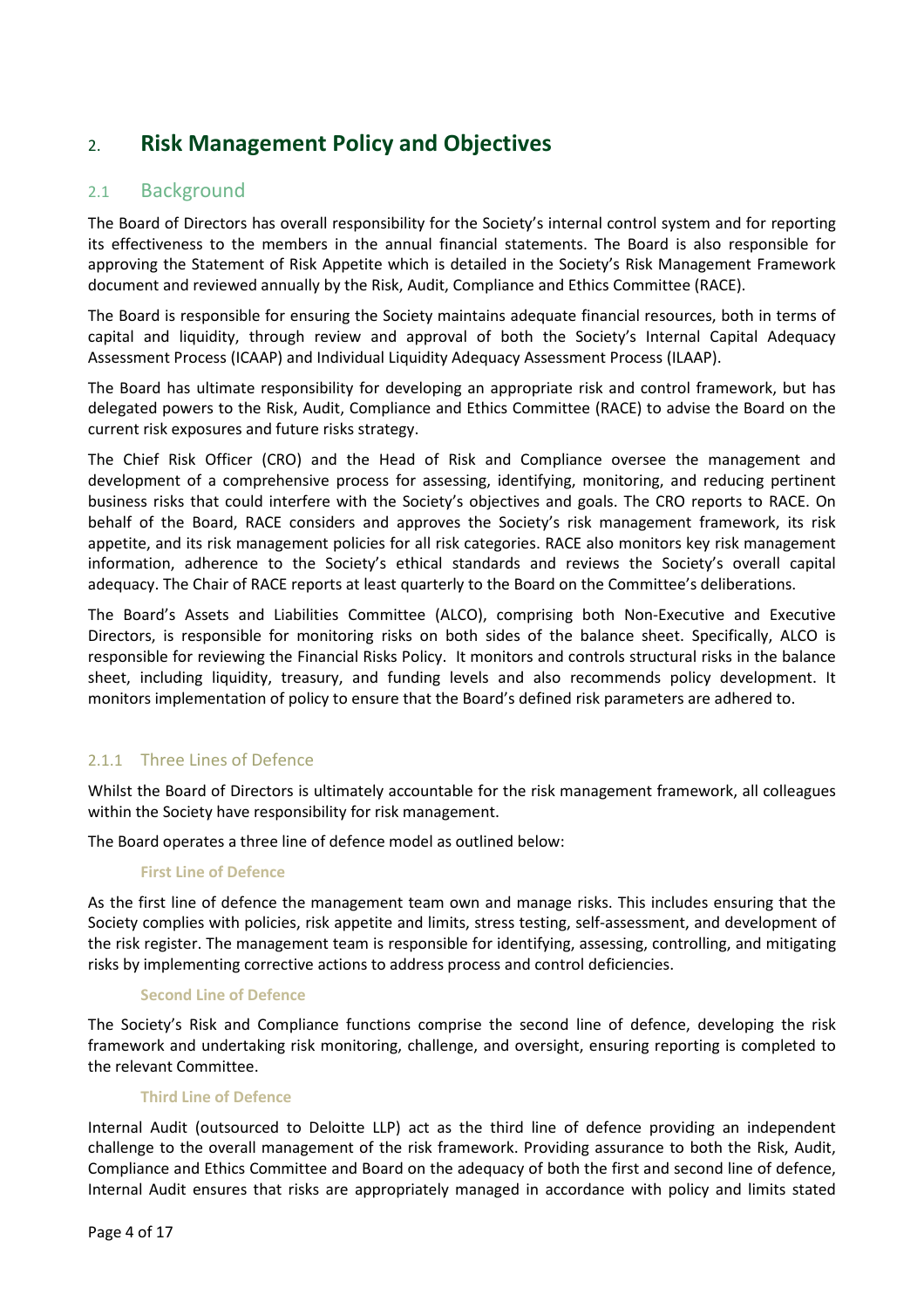# 2. Risk Management Policy and Objectives

## 2.1 Background

The Board of Directors has overall responsibility for the Society's internal control system and for reporting its effectiveness to the members in the annual financial statements. The Board is also responsible for approving the Statement of Risk Appetite which is detailed in the Society's Risk Management Framework document and reviewed annually by the Risk, Audit, Compliance and Ethics Committee (RACE).

The Board is responsible for ensuring the Society maintains adequate financial resources, both in terms of capital and liquidity, through review and approval of both the Society's Internal Capital Adequacy Assessment Process (ICAAP) and Individual Liquidity Adequacy Assessment Process (ILAAP).

The Board has ultimate responsibility for developing an appropriate risk and control framework, but has delegated powers to the Risk, Audit, Compliance and Ethics Committee (RACE) to advise the Board on the current risk exposures and future risks strategy.

The Chief Risk Officer (CRO) and the Head of Risk and Compliance oversee the management and development of a comprehensive process for assessing, identifying, monitoring, and reducing pertinent business risks that could interfere with the Society's objectives and goals. The CRO reports to RACE. On behalf of the Board, RACE considers and approves the Society's risk management framework, its risk appetite, and its risk management policies for all risk categories. RACE also monitors key risk management information, adherence to the Society's ethical standards and reviews the Society's overall capital adequacy. The Chair of RACE reports at least quarterly to the Board on the Committee's deliberations.

The Board's Assets and Liabilities Committee (ALCO), comprising both Non-Executive and Executive Directors, is responsible for monitoring risks on both sides of the balance sheet. Specifically, ALCO is responsible for reviewing the Financial Risks Policy. It monitors and controls structural risks in the balance sheet, including liquidity, treasury, and funding levels and also recommends policy development. It monitors implementation of policy to ensure that the Board's defined risk parameters are adhered to.

### 2.1.1 Three Lines of Defence

Whilst the Board of Directors is ultimately accountable for the risk management framework, all colleagues within the Society have responsibility for risk management.

The Board operates a three line of defence model as outlined below:

#### First Line of Defence

As the first line of defence the management team own and manage risks. This includes ensuring that the Society complies with policies, risk appetite and limits, stress testing, self-assessment, and development of the risk register. The management team is responsible for identifying, assessing, controlling, and mitigating risks by implementing corrective actions to address process and control deficiencies.

#### Second Line of Defence

The Society's Risk and Compliance functions comprise the second line of defence, developing the risk framework and undertaking risk monitoring, challenge, and oversight, ensuring reporting is completed to the relevant Committee.

#### Third Line of Defence

Internal Audit (outsourced to Deloitte LLP) act as the third line of defence providing an independent challenge to the overall management of the risk framework. Providing assurance to both the Risk, Audit, Compliance and Ethics Committee and Board on the adequacy of both the first and second line of defence, Internal Audit ensures that risks are appropriately managed in accordance with policy and limits stated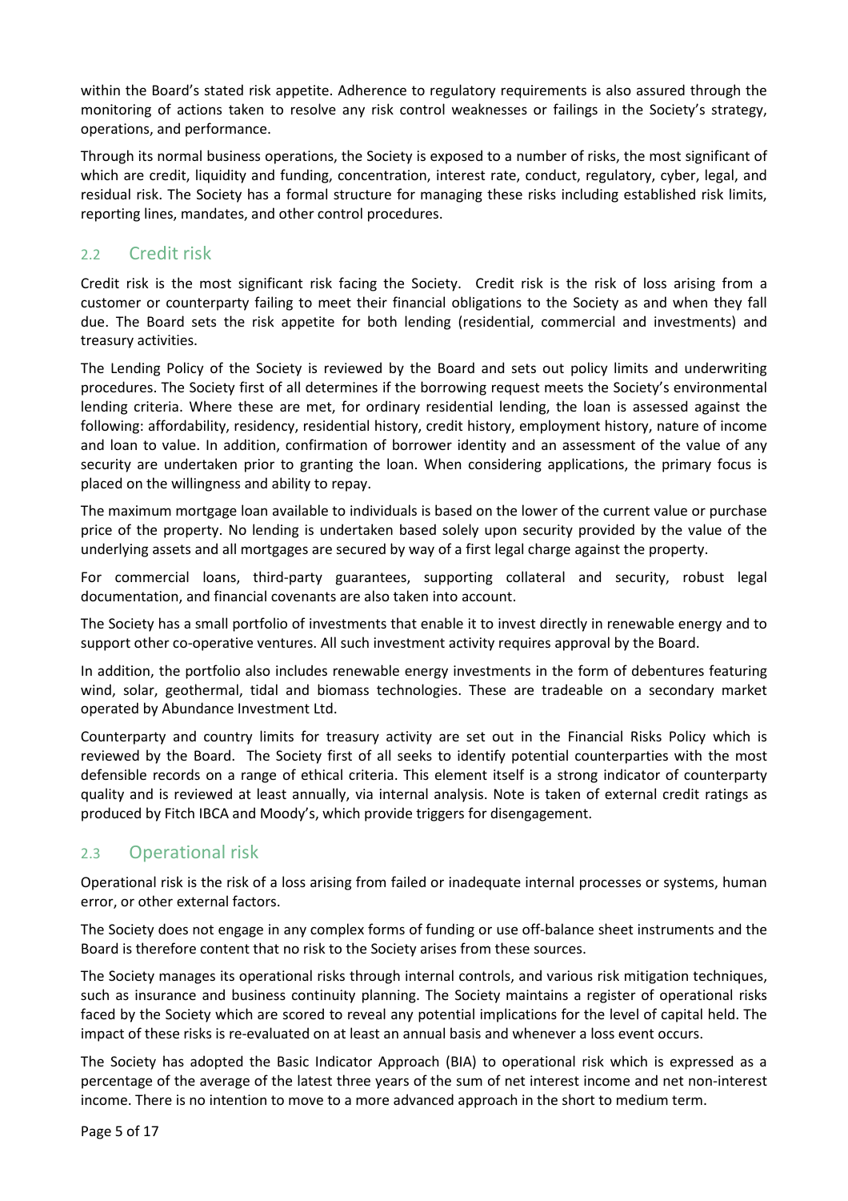within the Board's stated risk appetite. Adherence to regulatory requirements is also assured through the monitoring of actions taken to resolve any risk control weaknesses or failings in the Society's strategy, operations, and performance.

Through its normal business operations, the Society is exposed to a number of risks, the most significant of which are credit, liquidity and funding, concentration, interest rate, conduct, regulatory, cyber, legal, and residual risk. The Society has a formal structure for managing these risks including established risk limits, reporting lines, mandates, and other control procedures.

## 2.2 Credit risk

Credit risk is the most significant risk facing the Society. Credit risk is the risk of loss arising from a customer or counterparty failing to meet their financial obligations to the Society as and when they fall due. The Board sets the risk appetite for both lending (residential, commercial and investments) and treasury activities.

The Lending Policy of the Society is reviewed by the Board and sets out policy limits and underwriting procedures. The Society first of all determines if the borrowing request meets the Society's environmental lending criteria. Where these are met, for ordinary residential lending, the loan is assessed against the following: affordability, residency, residential history, credit history, employment history, nature of income and loan to value. In addition, confirmation of borrower identity and an assessment of the value of any security are undertaken prior to granting the loan. When considering applications, the primary focus is placed on the willingness and ability to repay.

The maximum mortgage loan available to individuals is based on the lower of the current value or purchase price of the property. No lending is undertaken based solely upon security provided by the value of the underlying assets and all mortgages are secured by way of a first legal charge against the property.

For commercial loans, third-party guarantees, supporting collateral and security, robust legal documentation, and financial covenants are also taken into account.

The Society has a small portfolio of investments that enable it to invest directly in renewable energy and to support other co-operative ventures. All such investment activity requires approval by the Board.

In addition, the portfolio also includes renewable energy investments in the form of debentures featuring wind, solar, geothermal, tidal and biomass technologies. These are tradeable on a secondary market operated by Abundance Investment Ltd.

Counterparty and country limits for treasury activity are set out in the Financial Risks Policy which is reviewed by the Board. The Society first of all seeks to identify potential counterparties with the most defensible records on a range of ethical criteria. This element itself is a strong indicator of counterparty quality and is reviewed at least annually, via internal analysis. Note is taken of external credit ratings as produced by Fitch IBCA and Moody's, which provide triggers for disengagement.

## 2.3 Operational risk

Operational risk is the risk of a loss arising from failed or inadequate internal processes or systems, human error, or other external factors.

The Society does not engage in any complex forms of funding or use off-balance sheet instruments and the Board is therefore content that no risk to the Society arises from these sources.

The Society manages its operational risks through internal controls, and various risk mitigation techniques, such as insurance and business continuity planning. The Society maintains a register of operational risks faced by the Society which are scored to reveal any potential implications for the level of capital held. The impact of these risks is re-evaluated on at least an annual basis and whenever a loss event occurs.

The Society has adopted the Basic Indicator Approach (BIA) to operational risk which is expressed as a percentage of the average of the latest three years of the sum of net interest income and net non-interest income. There is no intention to move to a more advanced approach in the short to medium term.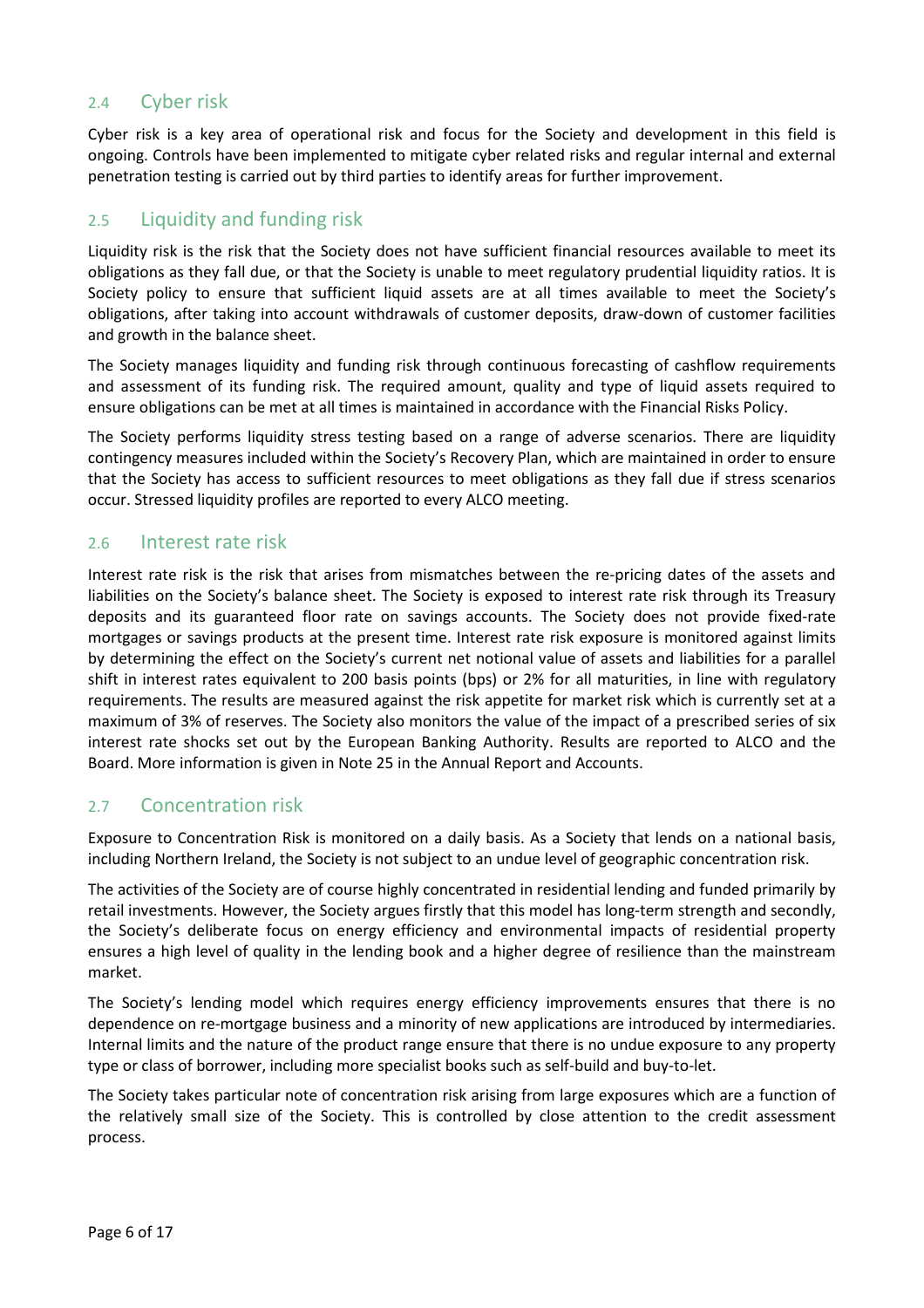## 2.4 Cyber risk

Cyber risk is a key area of operational risk and focus for the Society and development in this field is ongoing. Controls have been implemented to mitigate cyber related risks and regular internal and external penetration testing is carried out by third parties to identify areas for further improvement.

## 2.5 Liquidity and funding risk

Liquidity risk is the risk that the Society does not have sufficient financial resources available to meet its obligations as they fall due, or that the Society is unable to meet regulatory prudential liquidity ratios. It is Society policy to ensure that sufficient liquid assets are at all times available to meet the Society's obligations, after taking into account withdrawals of customer deposits, draw-down of customer facilities and growth in the balance sheet.

The Society manages liquidity and funding risk through continuous forecasting of cashflow requirements and assessment of its funding risk. The required amount, quality and type of liquid assets required to ensure obligations can be met at all times is maintained in accordance with the Financial Risks Policy.

The Society performs liquidity stress testing based on a range of adverse scenarios. There are liquidity contingency measures included within the Society's Recovery Plan, which are maintained in order to ensure that the Society has access to sufficient resources to meet obligations as they fall due if stress scenarios occur. Stressed liquidity profiles are reported to every ALCO meeting.

## 2.6 Interest rate risk

Interest rate risk is the risk that arises from mismatches between the re-pricing dates of the assets and liabilities on the Society's balance sheet. The Society is exposed to interest rate risk through its Treasury deposits and its guaranteed floor rate on savings accounts. The Society does not provide fixed-rate mortgages or savings products at the present time. Interest rate risk exposure is monitored against limits by determining the effect on the Society's current net notional value of assets and liabilities for a parallel shift in interest rates equivalent to 200 basis points (bps) or 2% for all maturities, in line with regulatory requirements. The results are measured against the risk appetite for market risk which is currently set at a maximum of 3% of reserves. The Society also monitors the value of the impact of a prescribed series of six interest rate shocks set out by the European Banking Authority. Results are reported to ALCO and the Board. More information is given in Note 25 in the Annual Report and Accounts.

## 2.7 Concentration risk

Exposure to Concentration Risk is monitored on a daily basis. As a Society that lends on a national basis, including Northern Ireland, the Society is not subject to an undue level of geographic concentration risk.

The activities of the Society are of course highly concentrated in residential lending and funded primarily by retail investments. However, the Society argues firstly that this model has long-term strength and secondly, the Society's deliberate focus on energy efficiency and environmental impacts of residential property ensures a high level of quality in the lending book and a higher degree of resilience than the mainstream market.

The Society's lending model which requires energy efficiency improvements ensures that there is no dependence on re-mortgage business and a minority of new applications are introduced by intermediaries. Internal limits and the nature of the product range ensure that there is no undue exposure to any property type or class of borrower, including more specialist books such as self-build and buy-to-let.

The Society takes particular note of concentration risk arising from large exposures which are a function of the relatively small size of the Society. This is controlled by close attention to the credit assessment process.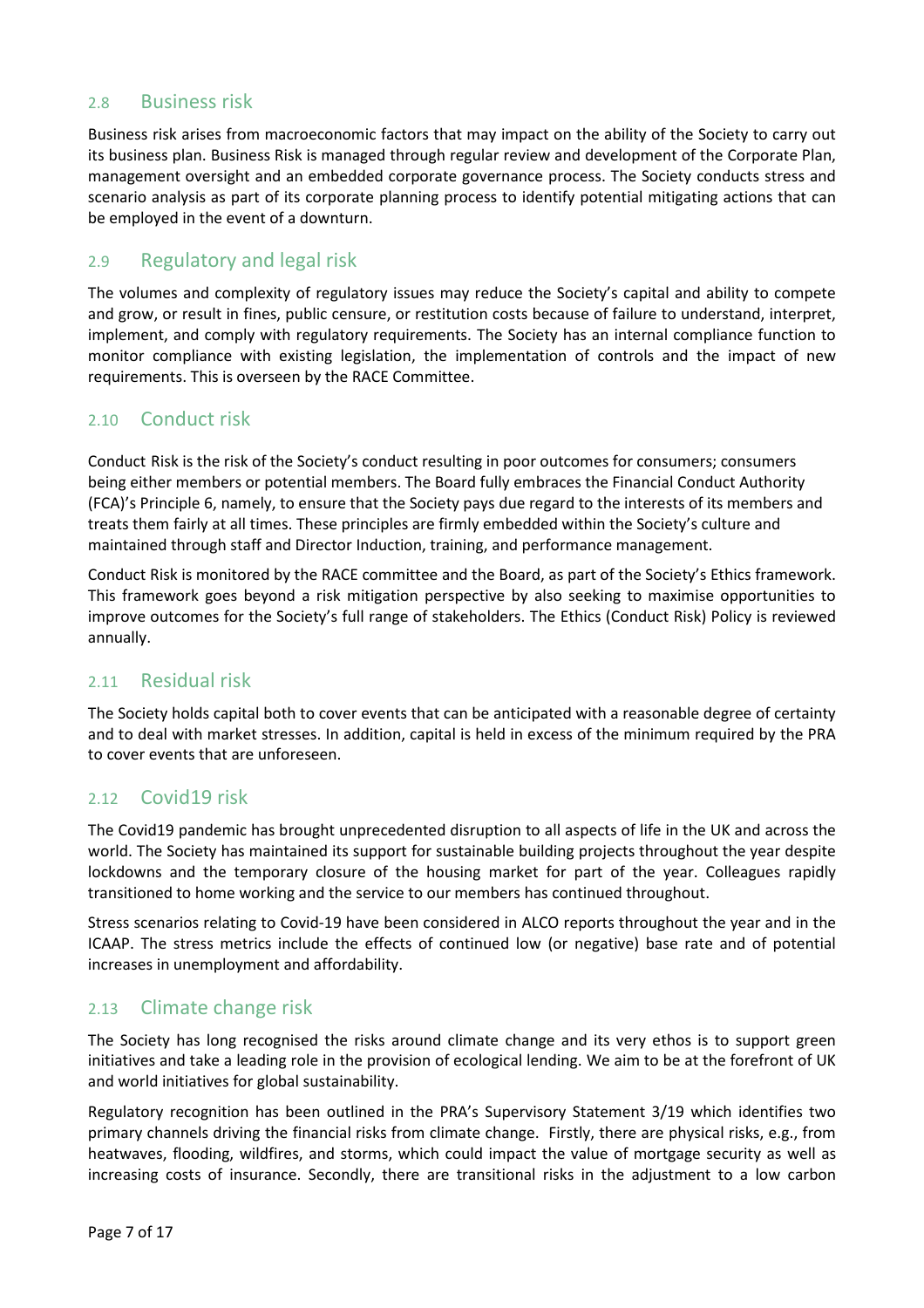## 2.8 Business risk

Business risk arises from macroeconomic factors that may impact on the ability of the Society to carry out its business plan. Business Risk is managed through regular review and development of the Corporate Plan, management oversight and an embedded corporate governance process. The Society conducts stress and scenario analysis as part of its corporate planning process to identify potential mitigating actions that can be employed in the event of a downturn.

## 2.9 Regulatory and legal risk

The volumes and complexity of regulatory issues may reduce the Society's capital and ability to compete and grow, or result in fines, public censure, or restitution costs because of failure to understand, interpret, implement, and comply with regulatory requirements. The Society has an internal compliance function to monitor compliance with existing legislation, the implementation of controls and the impact of new requirements. This is overseen by the RACE Committee.

## 2.10 Conduct risk

Conduct Risk is the risk of the Society's conduct resulting in poor outcomes for consumers; consumers being either members or potential members. The Board fully embraces the Financial Conduct Authority (FCA)'s Principle 6, namely, to ensure that the Society pays due regard to the interests of its members and treats them fairly at all times. These principles are firmly embedded within the Society's culture and maintained through staff and Director Induction, training, and performance management.

Conduct Risk is monitored by the RACE committee and the Board, as part of the Society's Ethics framework. This framework goes beyond a risk mitigation perspective by also seeking to maximise opportunities to improve outcomes for the Society's full range of stakeholders. The Ethics (Conduct Risk) Policy is reviewed annually.

## 2.11 Residual risk

The Society holds capital both to cover events that can be anticipated with a reasonable degree of certainty and to deal with market stresses. In addition, capital is held in excess of the minimum required by the PRA to cover events that are unforeseen.

## 2.12 Covid19 risk

The Covid19 pandemic has brought unprecedented disruption to all aspects of life in the UK and across the world. The Society has maintained its support for sustainable building projects throughout the year despite lockdowns and the temporary closure of the housing market for part of the year. Colleagues rapidly transitioned to home working and the service to our members has continued throughout.

Stress scenarios relating to Covid-19 have been considered in ALCO reports throughout the year and in the ICAAP. The stress metrics include the effects of continued low (or negative) base rate and of potential increases in unemployment and affordability.

## 2.13 Climate change risk

The Society has long recognised the risks around climate change and its very ethos is to support green initiatives and take a leading role in the provision of ecological lending. We aim to be at the forefront of UK and world initiatives for global sustainability.

Regulatory recognition has been outlined in the PRA's Supervisory Statement 3/19 which identifies two primary channels driving the financial risks from climate change. Firstly, there are physical risks, e.g., from heatwaves, flooding, wildfires, and storms, which could impact the value of mortgage security as well as increasing costs of insurance. Secondly, there are transitional risks in the adjustment to a low carbon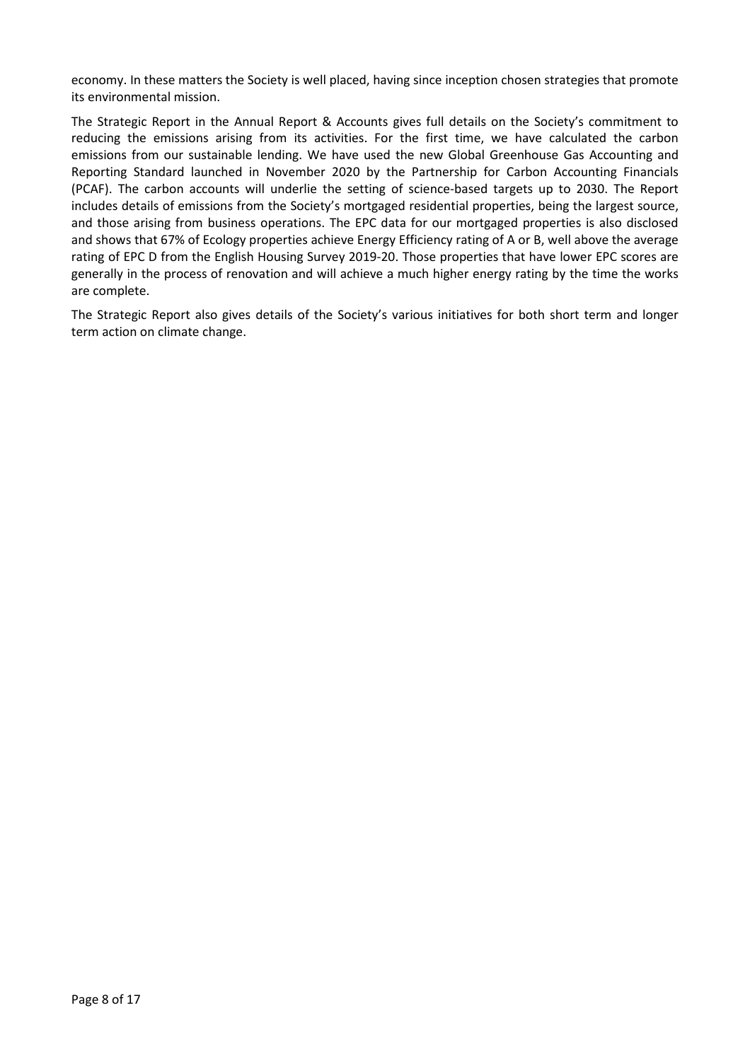economy. In these matters the Society is well placed, having since inception chosen strategies that promote its environmental mission.

The Strategic Report in the Annual Report & Accounts gives full details on the Society's commitment to reducing the emissions arising from its activities. For the first time, we have calculated the carbon emissions from our sustainable lending. We have used the new Global Greenhouse Gas Accounting and Reporting Standard launched in November 2020 by the Partnership for Carbon Accounting Financials (PCAF). The carbon accounts will underlie the setting of science-based targets up to 2030. The Report includes details of emissions from the Society's mortgaged residential properties, being the largest source, and those arising from business operations. The EPC data for our mortgaged properties is also disclosed and shows that 67% of Ecology properties achieve Energy Efficiency rating of A or B, well above the average rating of EPC D from the English Housing Survey 2019-20. Those properties that have lower EPC scores are generally in the process of renovation and will achieve a much higher energy rating by the time the works are complete.

The Strategic Report also gives details of the Society's various initiatives for both short term and longer term action on climate change.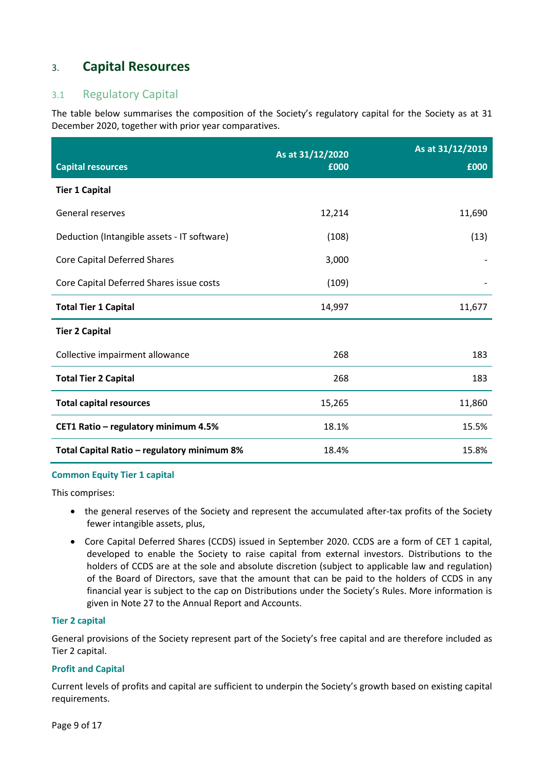## 3. Capital Resources

### 3.1 Regulatory Capital

The table below summarises the composition of the Society's regulatory capital for the Society as at 31 December 2020, together with prior year comparatives.

| Capital resources | As at 31/12/2020 £000 | As at 31/12/2019 £000 |
|---|---|---|
| **Tier 1 Capital** | | |
| General reserves | 12,214 | 11,690 |
| Deduction (Intangible assets - IT software) | (108) | (13) |
| Core Capital Deferred Shares | 3,000 | - |
| Core Capital Deferred Shares issue costs | (109) | - |
| **Total Tier 1 Capital** | 14,997 | 11,677 |
| **Tier 2 Capital** | | |
| Collective impairment allowance | 268 | 183 |
| **Total Tier 2 Capital** | 268 | 183 |
| **Total capital resources** | 15,265 | 11,860 |
| **CET1 Ratio – regulatory minimum 4.5%** | 18.1% | 15.5% |
| **Total Capital Ratio – regulatory minimum 8%** | 18.4% | 15.8% |

**Common Equity Tier 1 capital**

This comprises:

- the general reserves of the Society and represent the accumulated after-tax profits of the Society fewer intangible assets, plus,
- Core Capital Deferred Shares (CCDS) issued in September 2020. CCDS are a form of CET 1 capital, developed to enable the Society to raise capital from external investors. Distributions to the holders of CCDS are at the sole and absolute discretion (subject to applicable law and regulation) of the Board of Directors, save that the amount that can be paid to the holders of CCDS in any financial year is subject to the cap on Distributions under the Society's Rules. More information is given in Note 27 to the Annual Report and Accounts.

**Tier 2 capital**

General provisions of the Society represent part of the Society's free capital and are therefore included as Tier 2 capital.

**Profit and Capital**

Current levels of profits and capital are sufficient to underpin the Society's growth based on existing capital requirements.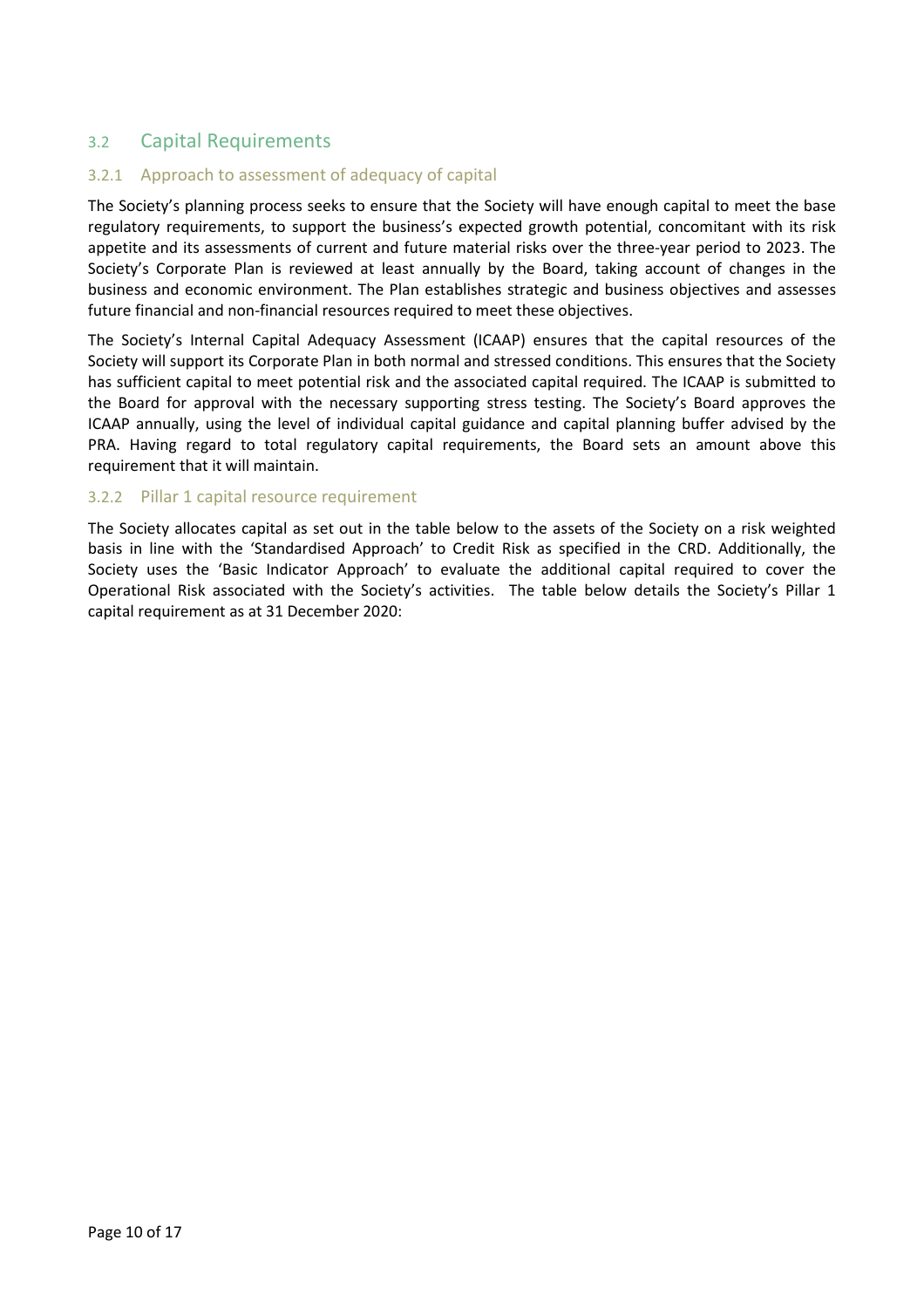## 3.2 Capital Requirements

### 3.2.1 Approach to assessment of adequacy of capital

The Society's planning process seeks to ensure that the Society will have enough capital to meet the base regulatory requirements, to support the business's expected growth potential, concomitant with its risk appetite and its assessments of current and future material risks over the three-year period to 2023. The Society's Corporate Plan is reviewed at least annually by the Board, taking account of changes in the business and economic environment. The Plan establishes strategic and business objectives and assesses future financial and non-financial resources required to meet these objectives.

The Society's Internal Capital Adequacy Assessment (ICAAP) ensures that the capital resources of the Society will support its Corporate Plan in both normal and stressed conditions. This ensures that the Society has sufficient capital to meet potential risk and the associated capital required. The ICAAP is submitted to the Board for approval with the necessary supporting stress testing. The Society's Board approves the ICAAP annually, using the level of individual capital guidance and capital planning buffer advised by the PRA. Having regard to total regulatory capital requirements, the Board sets an amount above this requirement that it will maintain.

### 3.2.2 Pillar 1 capital resource requirement

The Society allocates capital as set out in the table below to the assets of the Society on a risk weighted basis in line with the 'Standardised Approach' to Credit Risk as specified in the CRD. Additionally, the Society uses the 'Basic Indicator Approach' to evaluate the additional capital required to cover the Operational Risk associated with the Society's activities. The table below details the Society's Pillar 1 capital requirement as at 31 December 2020: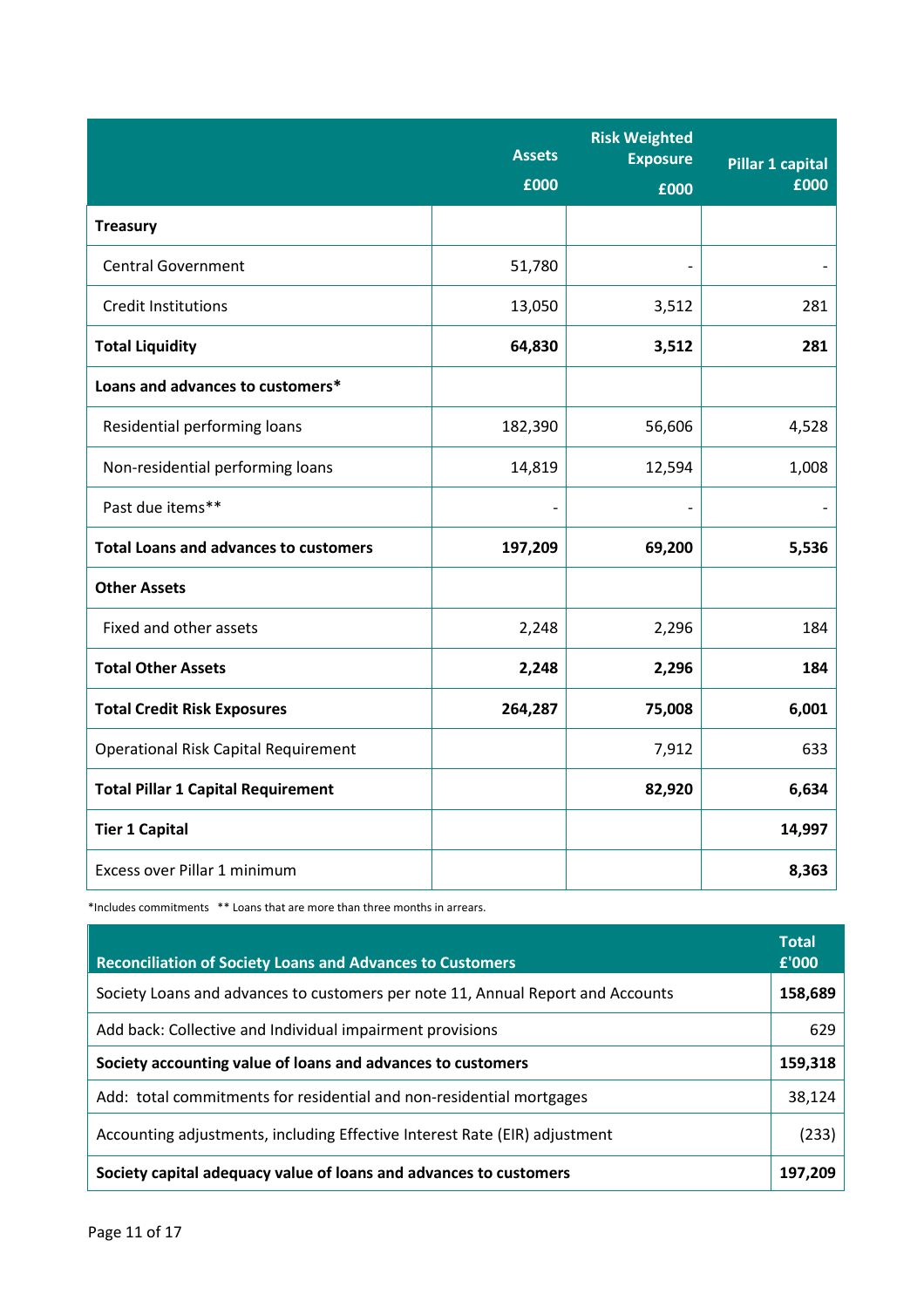| | Assets £000 | Risk Weighted Exposure £000 | Pillar 1 capital £000 |
|---|---|---|---|
| **Treasury** | | | |
| Central Government | 51,780 | - | - |
| Credit Institutions | 13,050 | 3,512 | 281 |
| **Total Liquidity** | **64,830** | **3,512** | **281** |
| **Loans and advances to customers*** | | | |
| Residential performing loans | 182,390 | 56,606 | 4,528 |
| Non-residential performing loans | 14,819 | 12,594 | 1,008 |
| Past due items** | - | - | - |
| **Total Loans and advances to customers** | **197,209** | **69,200** | **5,536** |
| **Other Assets** | | | |
| Fixed and other assets | 2,248 | 2,296 | 184 |
| **Total Other Assets** | **2,248** | **2,296** | **184** |
| **Total Credit Risk Exposures** | **264,287** | **75,008** | **6,001** |
| Operational Risk Capital Requirement | | 7,912 | 633 |
| **Total Pillar 1 Capital Requirement** | | **82,920** | **6,634** |
| **Tier 1 Capital** | | | **14,997** |
| Excess over Pillar 1 minimum | | | **8,363** |

*Includes commitments ** Loans that are more than three months in arrears.

| Reconciliation of Society Loans and Advances to Customers | Total £'000 |
|---|---|
| Society Loans and advances to customers per note 11, Annual Report and Accounts | **158,689** |
| Add back: Collective and Individual impairment provisions | 629 |
| **Society accounting value of loans and advances to customers** | **159,318** |
| Add: total commitments for residential and non-residential mortgages | 38,124 |
| Accounting adjustments, including Effective Interest Rate (EIR) adjustment | (233) |
| **Society capital adequacy value of loans and advances to customers** | **197,209** |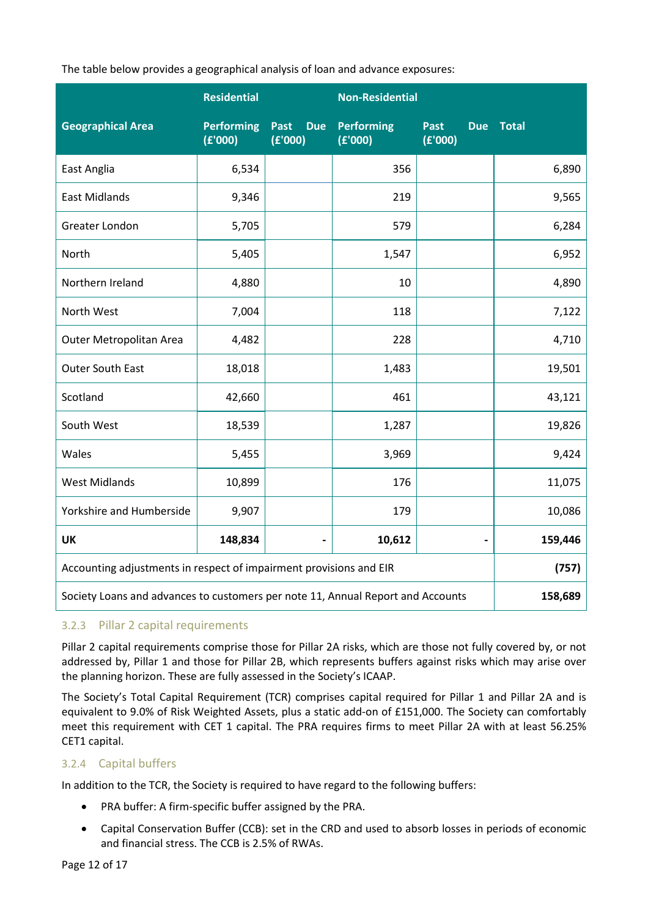The table below provides a geographical analysis of loan and advance exposures:

| | Residential | | Non-Residential | | |
|---|---|---|---|---|---|
| **Geographical Area** | **Performing (£'000)** | **Past Due (£'000)** | **Performing (£'000)** | **Past Due (£'000)** | **Total** |
| East Anglia | 6,534 | | 356 | | 6,890 |
| East Midlands | 9,346 | | 219 | | 9,565 |
| Greater London | 5,705 | | 579 | | 6,284 |
| North | 5,405 | | 1,547 | | 6,952 |
| Northern Ireland | 4,880 | | 10 | | 4,890 |
| North West | 7,004 | | 118 | | 7,122 |
| Outer Metropolitan Area | 4,482 | | 228 | | 4,710 |
| Outer South East | 18,018 | | 1,483 | | 19,501 |
| Scotland | 42,660 | | 461 | | 43,121 |
| South West | 18,539 | | 1,287 | | 19,826 |
| Wales | 5,455 | | 3,969 | | 9,424 |
| West Midlands | 10,899 | | 176 | | 11,075 |
| Yorkshire and Humberside | 9,907 | | 179 | | 10,086 |
| **UK** | **148,834** | **-** | **10,612** | **-** | **159,446** |
| Accounting adjustments in respect of impairment provisions and EIR | | | | | **(757)** |
| Society Loans and advances to customers per note 11, Annual Report and Accounts | | | | | **158,689** |

### 3.2.3 Pillar 2 capital requirements

Pillar 2 capital requirements comprise those for Pillar 2A risks, which are those not fully covered by, or not addressed by, Pillar 1 and those for Pillar 2B, which represents buffers against risks which may arise over the planning horizon. These are fully assessed in the Society's ICAAP.

The Society's Total Capital Requirement (TCR) comprises capital required for Pillar 1 and Pillar 2A and is equivalent to 9.0% of Risk Weighted Assets, plus a static add-on of £151,000. The Society can comfortably meet this requirement with CET 1 capital. The PRA requires firms to meet Pillar 2A with at least 56.25% CET1 capital.

### 3.2.4 Capital buffers

In addition to the TCR, the Society is required to have regard to the following buffers:

- PRA buffer: A firm-specific buffer assigned by the PRA.
- Capital Conservation Buffer (CCB): set in the CRD and used to absorb losses in periods of economic and financial stress. The CCB is 2.5% of RWAs.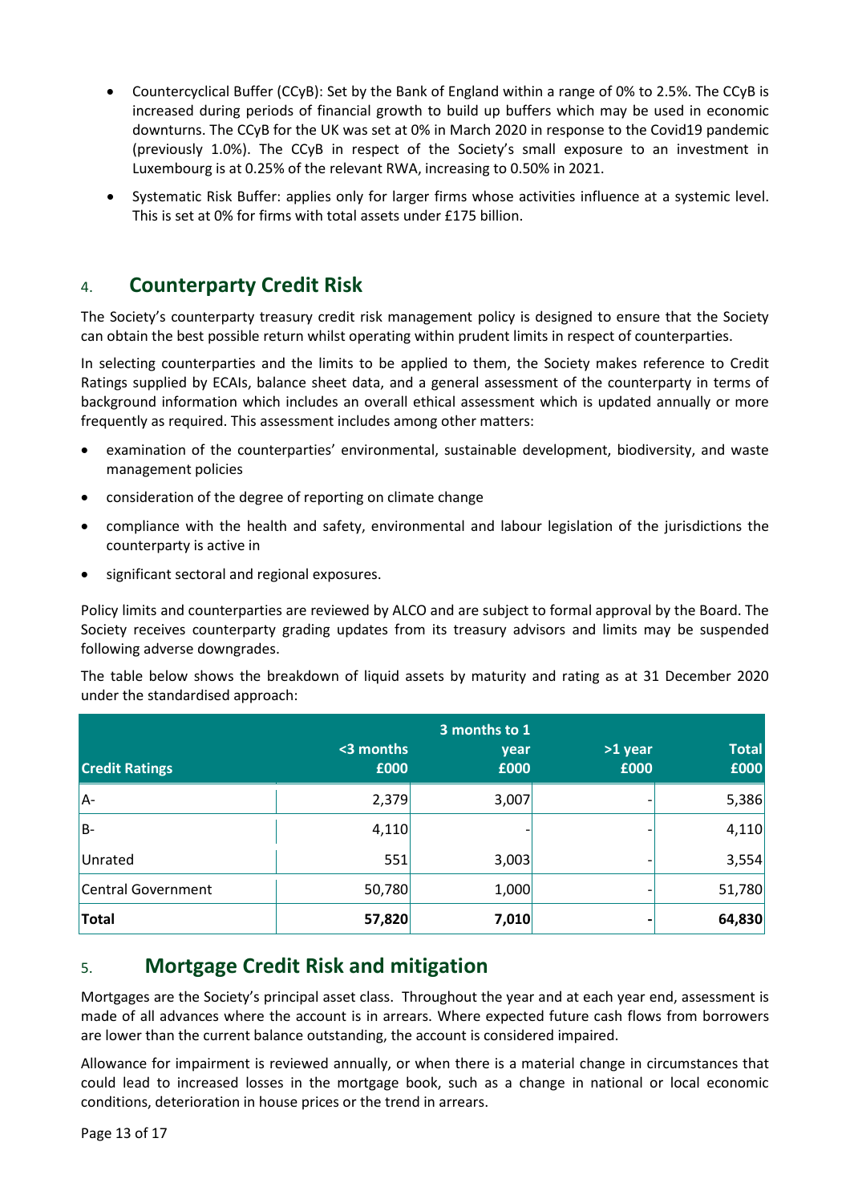- Countercyclical Buffer (CCyB): Set by the Bank of England within a range of 0% to 2.5%. The CCyB is increased during periods of financial growth to build up buffers which may be used in economic downturns. The CCyB for the UK was set at 0% in March 2020 in response to the Covid19 pandemic (previously 1.0%). The CCyB in respect of the Society's small exposure to an investment in Luxembourg is at 0.25% of the relevant RWA, increasing to 0.50% in 2021.
- Systematic Risk Buffer: applies only for larger firms whose activities influence at a systemic level. This is set at 0% for firms with total assets under £175 billion.

## 4. Counterparty Credit Risk

The Society's counterparty treasury credit risk management policy is designed to ensure that the Society can obtain the best possible return whilst operating within prudent limits in respect of counterparties.

In selecting counterparties and the limits to be applied to them, the Society makes reference to Credit Ratings supplied by ECAIs, balance sheet data, and a general assessment of the counterparty in terms of background information which includes an overall ethical assessment which is updated annually or more frequently as required. This assessment includes among other matters:

- examination of the counterparties' environmental, sustainable development, biodiversity, and waste management policies
- consideration of the degree of reporting on climate change
- compliance with the health and safety, environmental and labour legislation of the jurisdictions the counterparty is active in
- significant sectoral and regional exposures.

Policy limits and counterparties are reviewed by ALCO and are subject to formal approval by the Board. The Society receives counterparty grading updates from its treasury advisors and limits may be suspended following adverse downgrades.

The table below shows the breakdown of liquid assets by maturity and rating as at 31 December 2020 under the standardised approach:

| Credit Ratings | <3 months £000 | 3 months to 1 year £000 | >1 year £000 | Total £000 |
|---|---|---|---|---|
| A- | 2,379 | 3,007 | - | 5,386 |
| B- | 4,110 | - | - | 4,110 |
| Unrated | 551 | 3,003 | - | 3,554 |
| Central Government | 50,780 | 1,000 | - | 51,780 |
| **Total** | **57,820** | **7,010** | **-** | **64,830** |

## 5. Mortgage Credit Risk and mitigation

Mortgages are the Society's principal asset class. Throughout the year and at each year end, assessment is made of all advances where the account is in arrears. Where expected future cash flows from borrowers are lower than the current balance outstanding, the account is considered impaired.

Allowance for impairment is reviewed annually, or when there is a material change in circumstances that could lead to increased losses in the mortgage book, such as a change in national or local economic conditions, deterioration in house prices or the trend in arrears.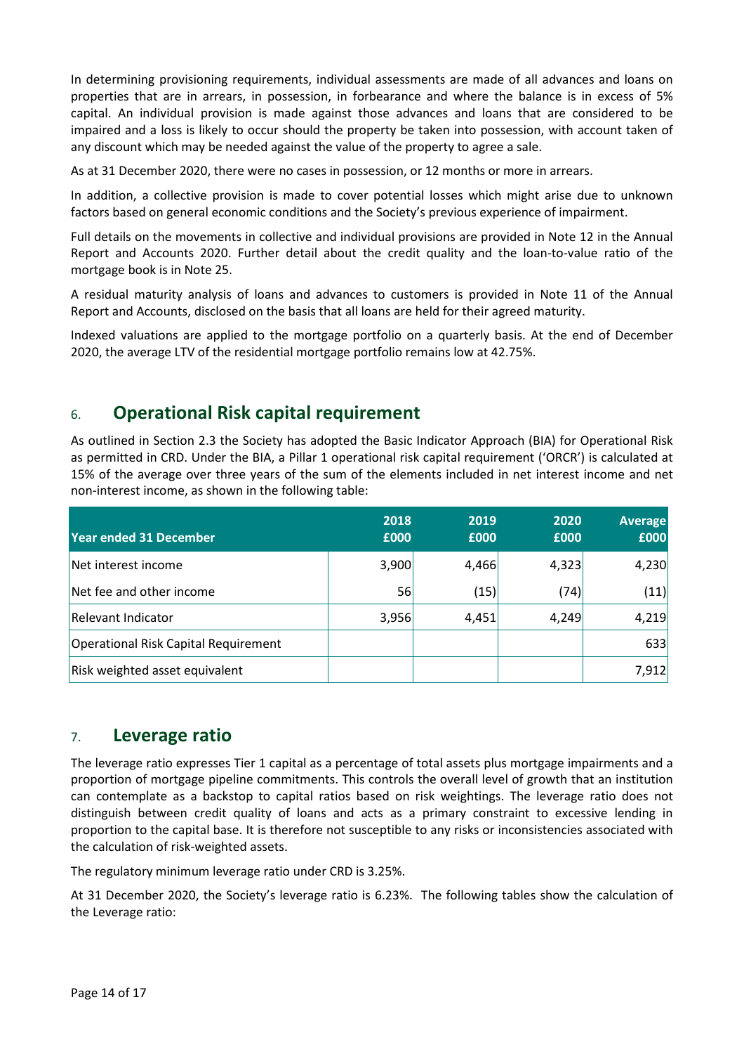In determining provisioning requirements, individual assessments are made of all advances and loans on properties that are in arrears, in possession, in forbearance and where the balance is in excess of 5% capital. An individual provision is made against those advances and loans that are considered to be impaired and a loss is likely to occur should the property be taken into possession, with account taken of any discount which may be needed against the value of the property to agree a sale.

As at 31 December 2020, there were no cases in possession, or 12 months or more in arrears.

In addition, a collective provision is made to cover potential losses which might arise due to unknown factors based on general economic conditions and the Society's previous experience of impairment.

Full details on the movements in collective and individual provisions are provided in Note 12 in the Annual Report and Accounts 2020. Further detail about the credit quality and the loan-to-value ratio of the mortgage book is in Note 25.

A residual maturity analysis of loans and advances to customers is provided in Note 11 of the Annual Report and Accounts, disclosed on the basis that all loans are held for their agreed maturity.

Indexed valuations are applied to the mortgage portfolio on a quarterly basis. At the end of December 2020, the average LTV of the residential mortgage portfolio remains low at 42.75%.

## 6. Operational Risk capital requirement

As outlined in Section 2.3 the Society has adopted the Basic Indicator Approach (BIA) for Operational Risk as permitted in CRD. Under the BIA, a Pillar 1 operational risk capital requirement ('ORCR') is calculated at 15% of the average over three years of the sum of the elements included in net interest income and net non-interest income, as shown in the following table:

| Year ended 31 December | 2018 £000 | 2019 £000 | 2020 £000 | Average £000 |
|---|---|---|---|---|
| Net interest income | 3,900 | 4,466 | 4,323 | 4,230 |
| Net fee and other income | 56 | (15) | (74) | (11) |
| Relevant Indicator | 3,956 | 4,451 | 4,249 | 4,219 |
| Operational Risk Capital Requirement | | | | 633 |
| Risk weighted asset equivalent | | | | 7,912 |

## 7. Leverage ratio

The leverage ratio expresses Tier 1 capital as a percentage of total assets plus mortgage impairments and a proportion of mortgage pipeline commitments. This controls the overall level of growth that an institution can contemplate as a backstop to capital ratios based on risk weightings. The leverage ratio does not distinguish between credit quality of loans and acts as a primary constraint to excessive lending in proportion to the capital base. It is therefore not susceptible to any risks or inconsistencies associated with the calculation of risk-weighted assets.

The regulatory minimum leverage ratio under CRD is 3.25%.

At 31 December 2020, the Society's leverage ratio is 6.23%. The following tables show the calculation of the Leverage ratio: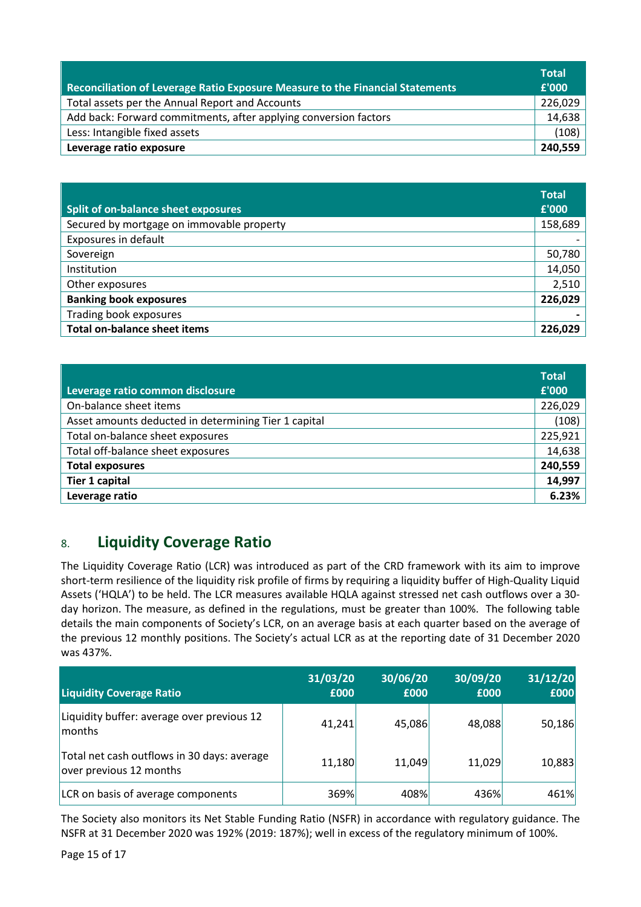| Reconciliation of Leverage Ratio Exposure Measure to the Financial Statements | Total £'000 |
|---|---|
| Total assets per the Annual Report and Accounts | 226,029 |
| Add back: Forward commitments, after applying conversion factors | 14,638 |
| Less: Intangible fixed assets | (108) |
| **Leverage ratio exposure** | **240,559** |

| Split of on-balance sheet exposures | Total £'000 |
|---|---|
| Secured by mortgage on immovable property | 158,689 |
| Exposures in default | - |
| Sovereign | 50,780 |
| Institution | 14,050 |
| Other exposures | 2,510 |
| **Banking book exposures** | **226,029** |
| Trading book exposures | - |
| **Total on-balance sheet items** | **226,029** |

| Leverage ratio common disclosure | Total £'000 |
|---|---|
| On-balance sheet items | 226,029 |
| Asset amounts deducted in determining Tier 1 capital | (108) |
| Total on-balance sheet exposures | 225,921 |
| Total off-balance sheet exposures | 14,638 |
| **Total exposures** | **240,559** |
| **Tier 1 capital** | **14,997** |
| **Leverage ratio** | **6.23%** |

## 8. Liquidity Coverage Ratio

The Liquidity Coverage Ratio (LCR) was introduced as part of the CRD framework with its aim to improve short-term resilience of the liquidity risk profile of firms by requiring a liquidity buffer of High-Quality Liquid Assets ('HQLA') to be held. The LCR measures available HQLA against stressed net cash outflows over a 30-day horizon. The measure, as defined in the regulations, must be greater than 100%. The following table details the main components of Society's LCR, on an average basis at each quarter based on the average of the previous 12 monthly positions. The Society's actual LCR as at the reporting date of 31 December 2020 was 437%.

| Liquidity Coverage Ratio | 31/03/20 £000 | 30/06/20 £000 | 30/09/20 £000 | 31/12/20 £000 |
|---|---|---|---|---|
| Liquidity buffer: average over previous 12 months | 41,241 | 45,086 | 48,088 | 50,186 |
| Total net cash outflows in 30 days: average over previous 12 months | 11,180 | 11,049 | 11,029 | 10,883 |
| LCR on basis of average components | 369% | 408% | 436% | 461% |

The Society also monitors its Net Stable Funding Ratio (NSFR) in accordance with regulatory guidance. The NSFR at 31 December 2020 was 192% (2019: 187%); well in excess of the regulatory minimum of 100%.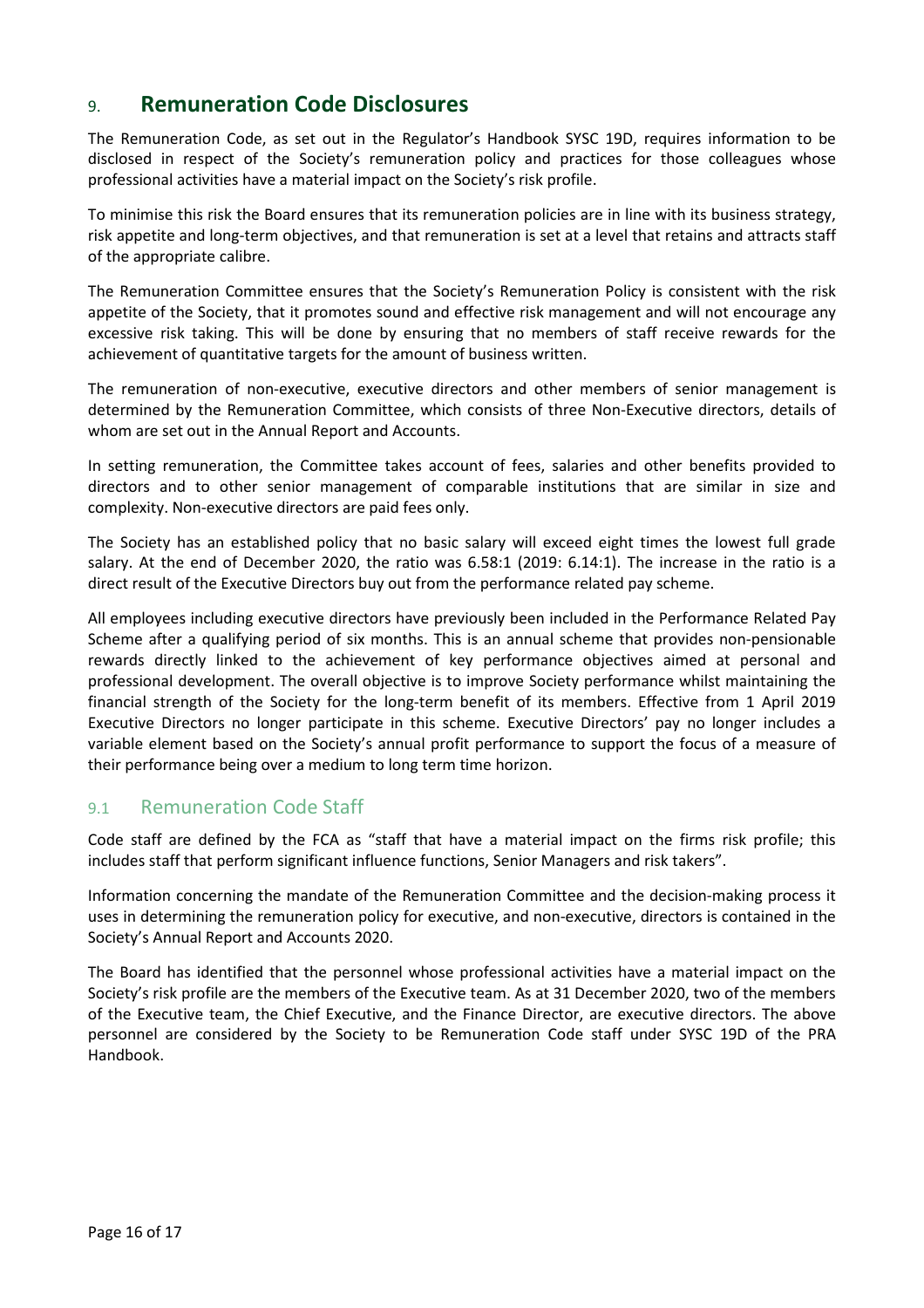## 9. Remuneration Code Disclosures

The Remuneration Code, as set out in the Regulator's Handbook SYSC 19D, requires information to be disclosed in respect of the Society's remuneration policy and practices for those colleagues whose professional activities have a material impact on the Society's risk profile.

To minimise this risk the Board ensures that its remuneration policies are in line with its business strategy, risk appetite and long-term objectives, and that remuneration is set at a level that retains and attracts staff of the appropriate calibre.

The Remuneration Committee ensures that the Society's Remuneration Policy is consistent with the risk appetite of the Society, that it promotes sound and effective risk management and will not encourage any excessive risk taking. This will be done by ensuring that no members of staff receive rewards for the achievement of quantitative targets for the amount of business written.

The remuneration of non-executive, executive directors and other members of senior management is determined by the Remuneration Committee, which consists of three Non-Executive directors, details of whom are set out in the Annual Report and Accounts.

In setting remuneration, the Committee takes account of fees, salaries and other benefits provided to directors and to other senior management of comparable institutions that are similar in size and complexity. Non-executive directors are paid fees only.

The Society has an established policy that no basic salary will exceed eight times the lowest full grade salary. At the end of December 2020, the ratio was 6.58:1 (2019: 6.14:1). The increase in the ratio is a direct result of the Executive Directors buy out from the performance related pay scheme.

All employees including executive directors have previously been included in the Performance Related Pay Scheme after a qualifying period of six months. This is an annual scheme that provides non-pensionable rewards directly linked to the achievement of key performance objectives aimed at personal and professional development. The overall objective is to improve Society performance whilst maintaining the financial strength of the Society for the long-term benefit of its members. Effective from 1 April 2019 Executive Directors no longer participate in this scheme. Executive Directors' pay no longer includes a variable element based on the Society's annual profit performance to support the focus of a measure of their performance being over a medium to long term time horizon.

### 9.1 Remuneration Code Staff

Code staff are defined by the FCA as "staff that have a material impact on the firms risk profile; this includes staff that perform significant influence functions, Senior Managers and risk takers".

Information concerning the mandate of the Remuneration Committee and the decision-making process it uses in determining the remuneration policy for executive, and non-executive, directors is contained in the Society's Annual Report and Accounts 2020.

The Board has identified that the personnel whose professional activities have a material impact on the Society's risk profile are the members of the Executive team. As at 31 December 2020, two of the members of the Executive team, the Chief Executive, and the Finance Director, are executive directors. The above personnel are considered by the Society to be Remuneration Code staff under SYSC 19D of the PRA Handbook.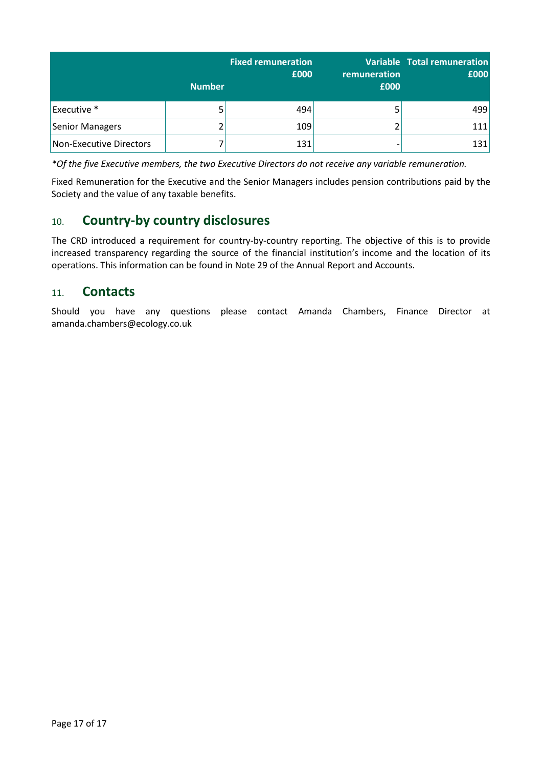| | Number | Fixed remuneration £000 | Variable remuneration £000 | Total remuneration £000 |
|---|---|---|---|---|
| Executive * | 5 | 494 | 5 | 499 |
| Senior Managers | 2 | 109 | 2 | 111 |
| Non-Executive Directors | 7 | 131 | - | 131 |

*\*Of the five Executive members, the two Executive Directors do not receive any variable remuneration.*

Fixed Remuneration for the Executive and the Senior Managers includes pension contributions paid by the Society and the value of any taxable benefits.

## 10. Country-by country disclosures

The CRD introduced a requirement for country-by-country reporting. The objective of this is to provide increased transparency regarding the source of the financial institution's income and the location of its operations. This information can be found in Note 29 of the Annual Report and Accounts.

## 11. Contacts

Should you have any questions please contact Amanda Chambers, Finance Director at amanda.chambers@ecology.co.uk